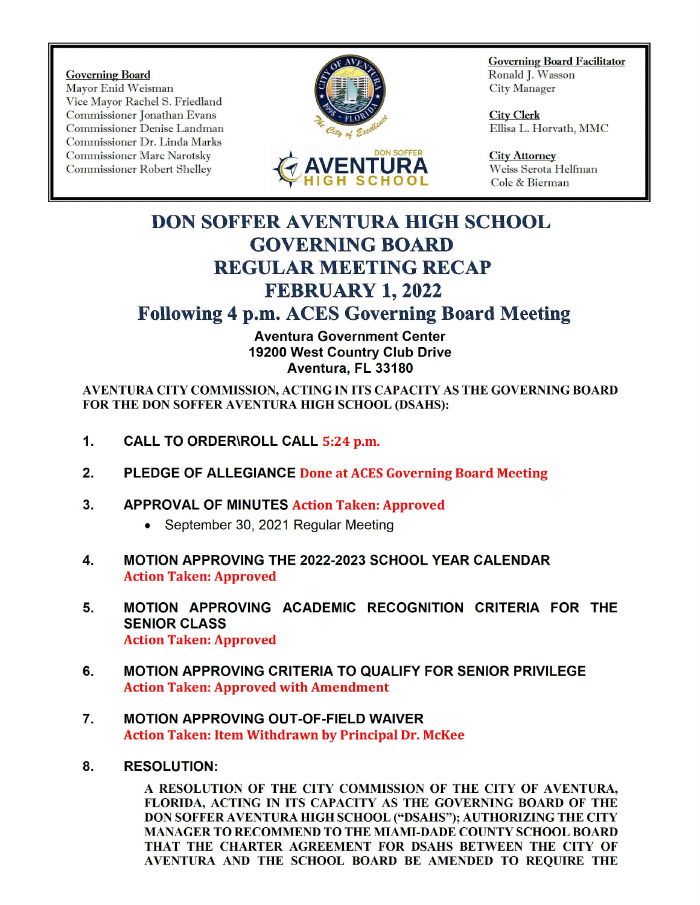**Governing Board**
Mayor Enid Weisman
Vice Mayor Rachel S. Friedland
Commissioner Jonathan Evans
Commissioner Denise Landman
Commissioner Dr. Linda Marks
Commissioner Marc Narotsky
Commissioner Robert Shelley

**Governing Board Facilitator**
Ronald J. Wasson
City Manager

**City Clerk**
Ellisa L. Horvath, MMC

**City Attorney**
Weiss Serota Helfman
Cole & Bierman

# DON SOFFER AVENTURA HIGH SCHOOL GOVERNING BOARD REGULAR MEETING RECAP FEBRUARY 1, 2022

## Following 4 p.m. ACES Governing Board Meeting

**Aventura Government Center**
**19200 West Country Club Drive**
**Aventura, FL 33180**

**AVENTURA CITY COMMISSION, ACTING IN ITS CAPACITY AS THE GOVERNING BOARD FOR THE DON SOFFER AVENTURA HIGH SCHOOL (DSAHS):**

1. **CALL TO ORDER\ROLL CALL** 5:24 p.m.

2. **PLEDGE OF ALLEGIANCE** Done at ACES Governing Board Meeting

3. **APPROVAL OF MINUTES** Action Taken: Approved
   - September 30, 2021 Regular Meeting

4. **MOTION APPROVING THE 2022-2023 SCHOOL YEAR CALENDAR**
   Action Taken: Approved

5. **MOTION APPROVING ACADEMIC RECOGNITION CRITERIA FOR THE SENIOR CLASS**
   Action Taken: Approved

6. **MOTION APPROVING CRITERIA TO QUALIFY FOR SENIOR PRIVILEGE**
   Action Taken: Approved with Amendment

7. **MOTION APPROVING OUT-OF-FIELD WAIVER**
   Action Taken: Item Withdrawn by Principal Dr. McKee

8. **RESOLUTION:**

   A RESOLUTION OF THE CITY COMMISSION OF THE CITY OF AVENTURA, FLORIDA, ACTING IN ITS CAPACITY AS THE GOVERNING BOARD OF THE DON SOFFER AVENTURA HIGH SCHOOL ("DSAHS"); AUTHORIZING THE CITY MANAGER TO RECOMMEND TO THE MIAMI-DADE COUNTY SCHOOL BOARD THAT THE CHARTER AGREEMENT FOR DSAHS BETWEEN THE CITY OF AVENTURA AND THE SCHOOL BOARD BE AMENDED TO REQUIRE THE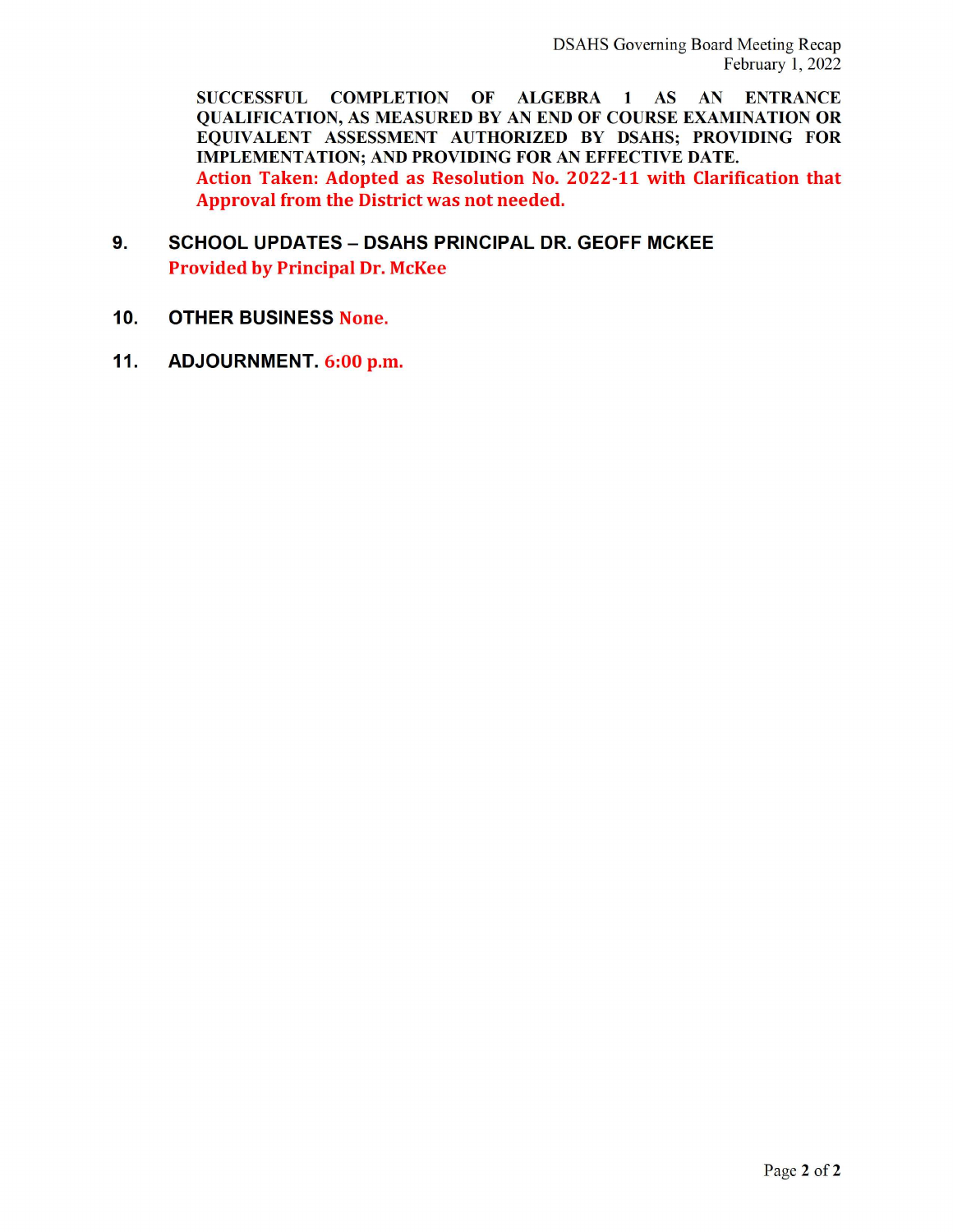**SUCCESSFUL COMPLETION OF ALGEBRA 1 AS AN ENTRANCE QUALIFICATION, AS MEASURED BY AN END OF COURSE EXAMINATION OR EQUIVALENT ASSESSMENT AUTHORIZED BY DSAHS; PROVIDING FOR IMPLEMENTATION; AND PROVIDING FOR AN EFFECTIVE DATE.**

**Action Taken: Adopted as Resolution No. 2022-11 with Clarification that Approval from the District was not needed.**

**9. SCHOOL UPDATES – DSAHS PRINCIPAL DR. GEOFF MCKEE**

**Provided by Principal Dr. McKee**

**10. OTHER BUSINESS** **None.**

**11. ADJOURNMENT.** **6:00 p.m.**